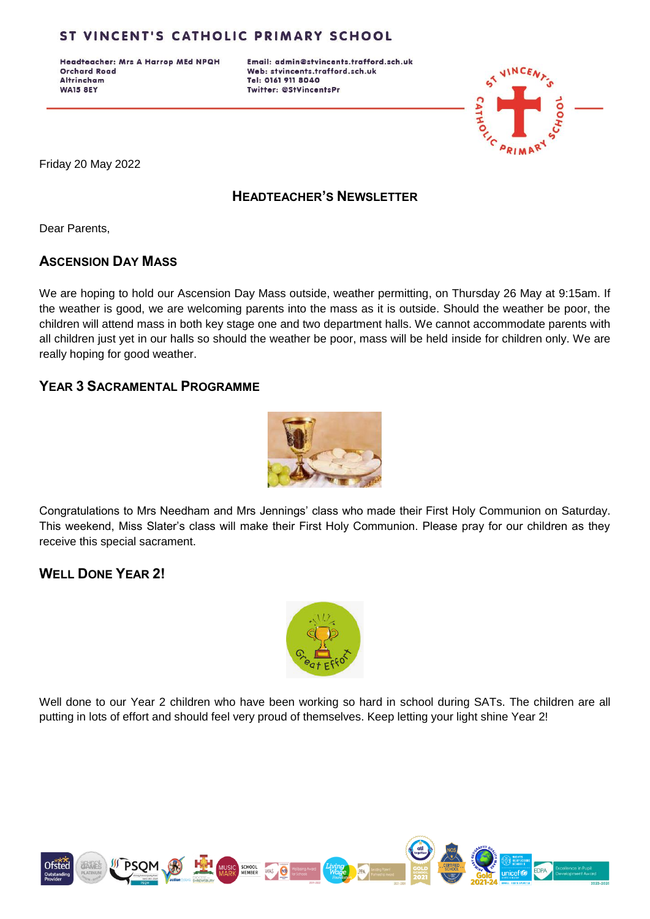# ST VINCENT'S CATHOLIC PRIMARY SCHOOL

**Headteacher: Mrs A Harrop MEd NPQH**
**Orchard Road**
**Altrincham**
**WA15 8EY**

**Email: admin@stvincents.trafford.sch.uk**
**Web: stvincents.trafford.sch.uk**
**Tel: 0161 911 8040**
**Twitter: @StVincentsPr**

Friday 20 May 2022

## HEADTEACHER'S NEWSLETTER

Dear Parents,

### ASCENSION DAY MASS

We are hoping to hold our Ascension Day Mass outside, weather permitting, on Thursday 26 May at 9:15am. If the weather is good, we are welcoming parents into the mass as it is outside. Should the weather be poor, the children will attend mass in both key stage one and two department halls. We cannot accommodate parents with all children just yet in our halls so should the weather be poor, mass will be held inside for children only. We are really hoping for good weather.

### YEAR 3 SACRAMENTAL PROGRAMME

Congratulations to Mrs Needham and Mrs Jennings' class who made their First Holy Communion on Saturday. This weekend, Miss Slater's class will make their First Holy Communion. Please pray for our children as they receive this special sacrament.

### WELL DONE YEAR 2!

Well done to our Year 2 children who have been working so hard in school during SATs. The children are all putting in lots of effort and should feel very proud of themselves. Keep letting your light shine Year 2!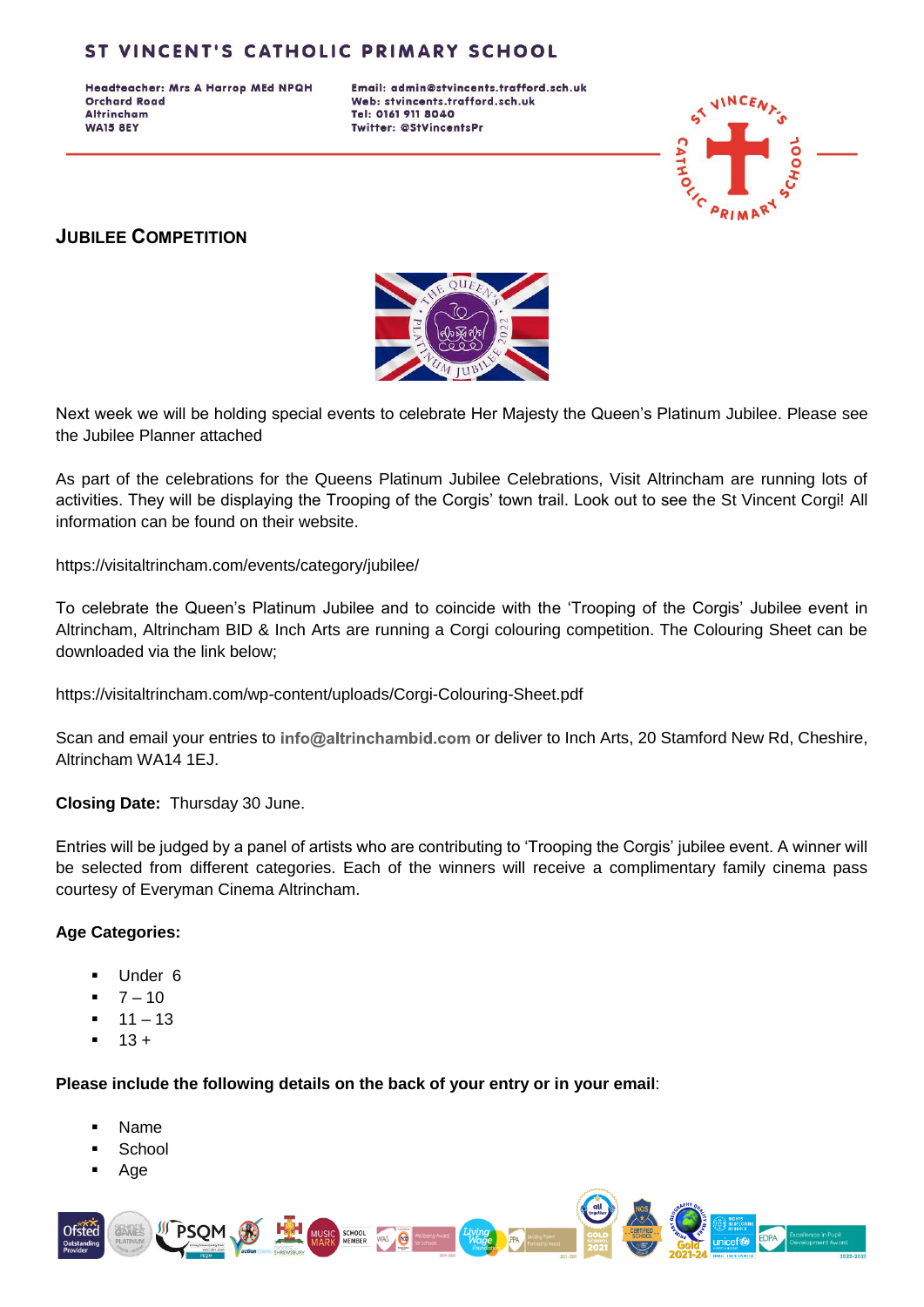# ST VINCENT'S CATHOLIC PRIMARY SCHOOL

**Headteacher: Mrs A Harrop MEd NPQH**
**Orchard Road**
**Altrincham**
**WA15 8EY**

**Email: admin@stvincents.trafford.sch.uk**
**Web: stvincents.trafford.sch.uk**
**Tel: 0161 911 8040**
**Twitter: @StVincentsPr**

## JUBILEE COMPETITION

Next week we will be holding special events to celebrate Her Majesty the Queen's Platinum Jubilee. Please see the Jubilee Planner attached

As part of the celebrations for the Queens Platinum Jubilee Celebrations, Visit Altrincham are running lots of activities. They will be displaying the Trooping of the Corgis' town trail. Look out to see the St Vincent Corgi! All information can be found on their website.

https://visitaltrincham.com/events/category/jubilee/

To celebrate the Queen's Platinum Jubilee and to coincide with the 'Trooping of the Corgis' Jubilee event in Altrincham, Altrincham BID & Inch Arts are running a Corgi colouring competition. The Colouring Sheet can be downloaded via the link below;

https://visitaltrincham.com/wp-content/uploads/Corgi-Colouring-Sheet.pdf

Scan and email your entries to **info@altrinchambid.com** or deliver to Inch Arts, 20 Stamford New Rd, Cheshire, Altrincham WA14 1EJ.

**Closing Date:** Thursday 30 June.

Entries will be judged by a panel of artists who are contributing to 'Trooping the Corgis' jubilee event. A winner will be selected from different categories. Each of the winners will receive a complimentary family cinema pass courtesy of Everyman Cinema Altrincham.

**Age Categories:**

- Under 6
- 7 – 10
- 11 – 13
- 13 +

**Please include the following details on the back of your entry or in your email**:

- Name
- School
- Age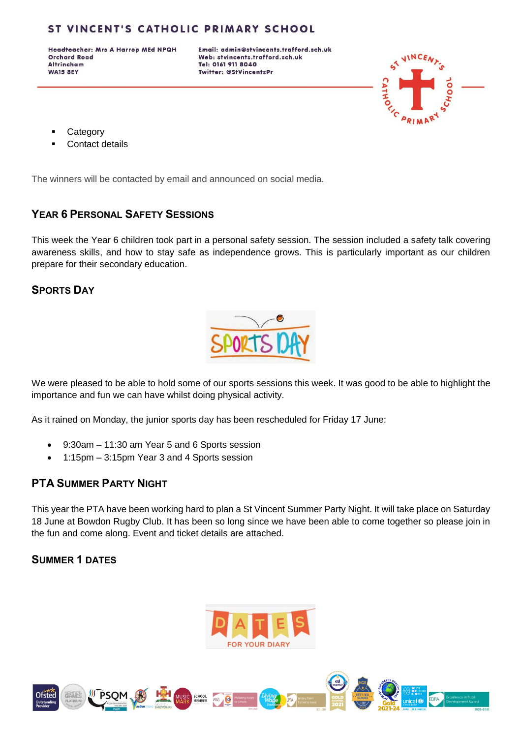- Category
- Contact details

The winners will be contacted by email and announced on social media.

## Year 6 Personal Safety Sessions

This week the Year 6 children took part in a personal safety session. The session included a safety talk covering awareness skills, and how to stay safe as independence grows. This is particularly important as our children prepare for their secondary education.

## Sports Day

We were pleased to be able to hold some of our sports sessions this week. It was good to be able to highlight the importance and fun we can have whilst doing physical activity.

As it rained on Monday, the junior sports day has been rescheduled for Friday 17 June:

- 9:30am – 11:30 am Year 5 and 6 Sports session
- 1:15pm – 3:15pm Year 3 and 4 Sports session

## PTA Summer Party Night

This year the PTA have been working hard to plan a St Vincent Summer Party Night. It will take place on Saturday 18 June at Bowdon Rugby Club. It has been so long since we have been able to come together so please join in the fun and come along. Event and ticket details are attached.

## Summer 1 Dates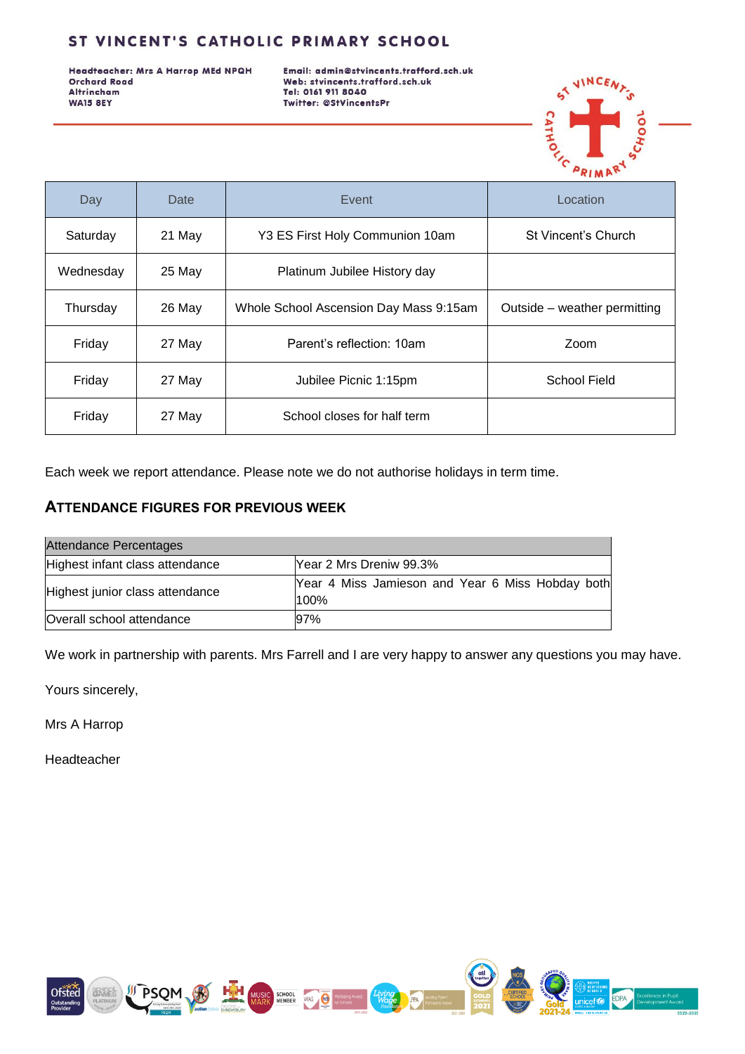# ST VINCENT'S CATHOLIC PRIMARY SCHOOL

**Headteacher: Mrs A Harrop MEd NPQH**
**Orchard Road**
**Altrincham**
**WA15 8EY**

**Email: admin@stvincents.trafford.sch.uk**
**Web: stvincents.trafford.sch.uk**
**Tel: 0161 911 8040**
**Twitter: @StVincentsPr**

| Day | Date | Event | Location |
|---|---|---|---|
| Saturday | 21 May | Y3 ES First Holy Communion 10am | St Vincent's Church |
| Wednesday | 25 May | Platinum Jubilee History day | |
| Thursday | 26 May | Whole School Ascension Day Mass 9:15am | Outside – weather permitting |
| Friday | 27 May | Parent's reflection: 10am | Zoom |
| Friday | 27 May | Jubilee Picnic 1:15pm | School Field |
| Friday | 27 May | School closes for half term | |

Each week we report attendance. Please note we do not authorise holidays in term time.

## ATTENDANCE FIGURES FOR PREVIOUS WEEK

| Attendance Percentages | |
|---|---|
| Highest infant class attendance | Year 2 Mrs Dreniw 99.3% |
| Highest junior class attendance | Year 4 Miss Jamieson and Year 6 Miss Hobday both 100% |
| Overall school attendance | 97% |

We work in partnership with parents. Mrs Farrell and I are very happy to answer any questions you may have.

Yours sincerely,

Mrs A Harrop

Headteacher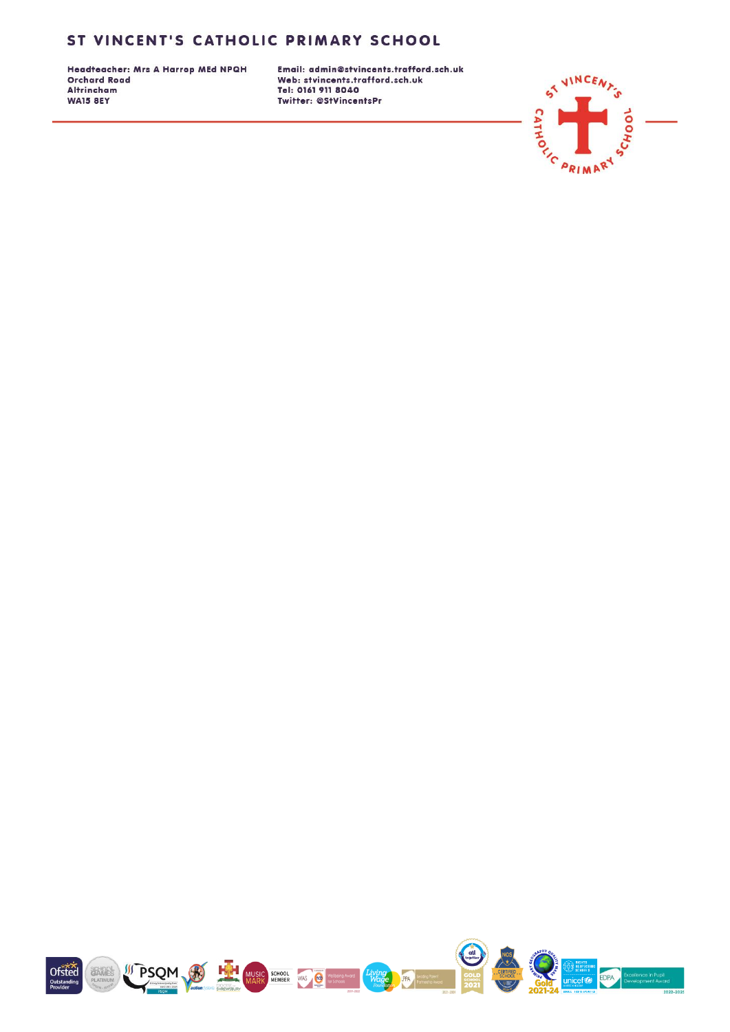# ST VINCENT'S CATHOLIC PRIMARY SCHOOL

**Headteacher: Mrs A Harrop MEd NPQH**
**Orchard Road**
**Altrincham**
**WA15 8EY**

**Email: admin@stvincents.trafford.sch.uk**
**Web: stvincents.trafford.sch.uk**
**Tel: 0161 911 8040**
**Twitter: @StVincentsPr**